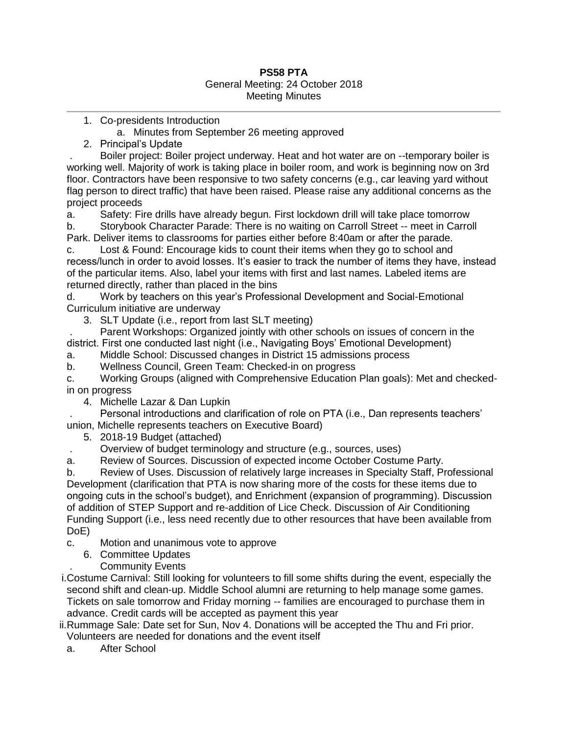**PS58 PTA**
General Meeting: 24 October 2018
Meeting Minutes

---

1. Co-presidents Introduction
    a. Minutes from September 26 meeting approved
2. Principal's Update

. Boiler project: Boiler project underway. Heat and hot water are on --temporary boiler is working well. Majority of work is taking place in boiler room, and work is beginning now on 3rd floor. Contractors have been responsive to two safety concerns (e.g., car leaving yard without flag person to direct traffic) that have been raised. Please raise any additional concerns as the project proceeds

a. Safety: Fire drills have already begun. First lockdown drill will take place tomorrow

b. Storybook Character Parade: There is no waiting on Carroll Street -- meet in Carroll Park. Deliver items to classrooms for parties either before 8:40am or after the parade.

c. Lost & Found: Encourage kids to count their items when they go to school and recess/lunch in order to avoid losses. It's easier to track the number of items they have, instead of the particular items. Also, label your items with first and last names. Labeled items are returned directly, rather than placed in the bins

d. Work by teachers on this year's Professional Development and Social-Emotional Curriculum initiative are underway

3. SLT Update (i.e., report from last SLT meeting)

. Parent Workshops: Organized jointly with other schools on issues of concern in the district. First one conducted last night (i.e., Navigating Boys' Emotional Development)

a. Middle School: Discussed changes in District 15 admissions process

b. Wellness Council, Green Team: Checked-in on progress

c. Working Groups (aligned with Comprehensive Education Plan goals): Met and checked-in on progress

4. Michelle Lazar & Dan Lupkin

. Personal introductions and clarification of role on PTA (i.e., Dan represents teachers' union, Michelle represents teachers on Executive Board)

5. 2018-19 Budget (attached)

. Overview of budget terminology and structure (e.g., sources, uses)

a. Review of Sources. Discussion of expected income October Costume Party.

b. Review of Uses. Discussion of relatively large increases in Specialty Staff, Professional Development (clarification that PTA is now sharing more of the costs for these items due to ongoing cuts in the school's budget), and Enrichment (expansion of programming). Discussion of addition of STEP Support and re-addition of Lice Check. Discussion of Air Conditioning Funding Support (i.e., less need recently due to other resources that have been available from DoE)

c. Motion and unanimous vote to approve

6. Committee Updates

. Community Events

i. Costume Carnival: Still looking for volunteers to fill some shifts during the event, especially the second shift and clean-up. Middle School alumni are returning to help manage some games. Tickets on sale tomorrow and Friday morning -- families are encouraged to purchase them in advance. Credit cards will be accepted as payment this year

ii. Rummage Sale: Date set for Sun, Nov 4. Donations will be accepted the Thu and Fri prior. Volunteers are needed for donations and the event itself

a. After School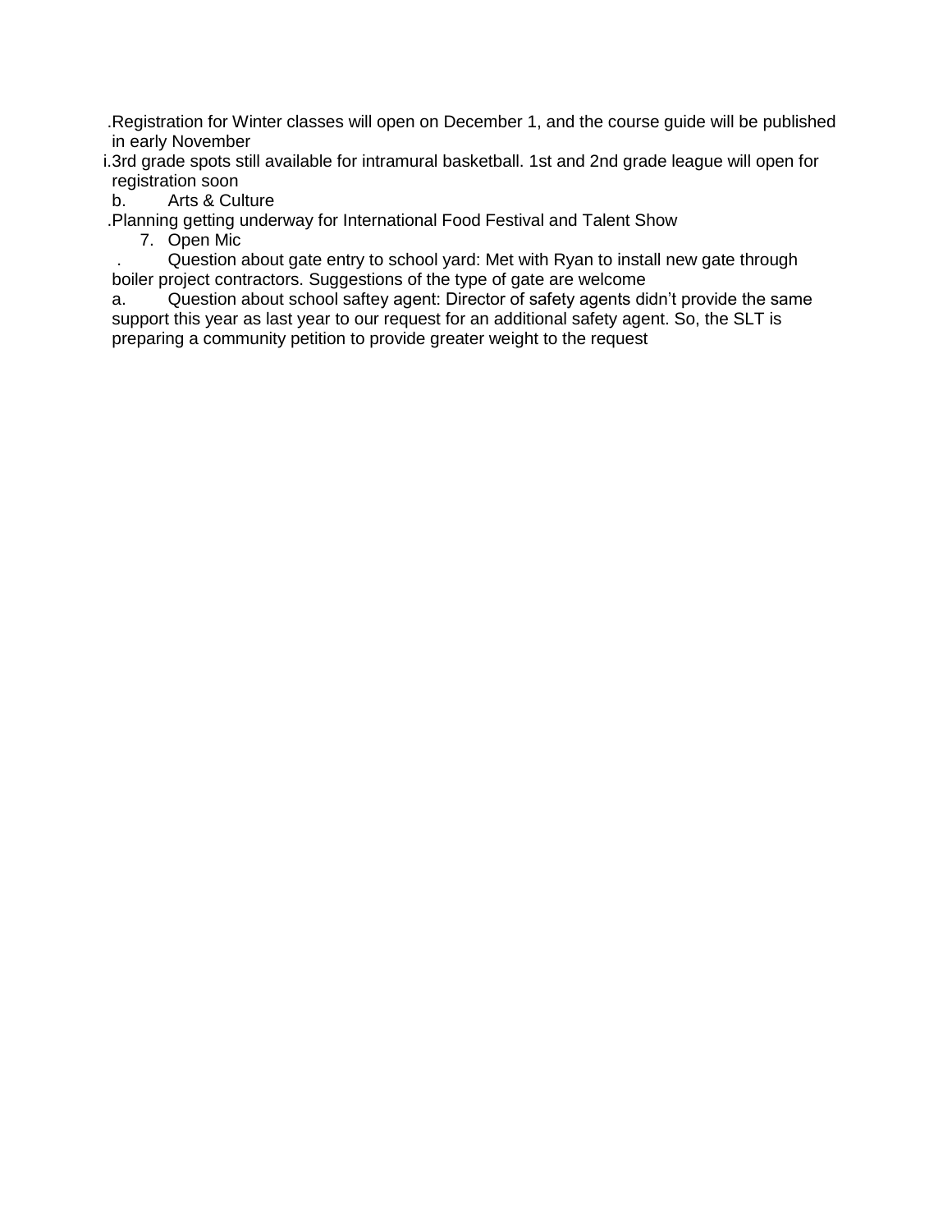.Registration for Winter classes will open on December 1, and the course guide will be published in early November

i.3rd grade spots still available for intramural basketball. 1st and 2nd grade league will open for registration soon

b. Arts & Culture

.Planning getting underway for International Food Festival and Talent Show

7. Open Mic

. Question about gate entry to school yard: Met with Ryan to install new gate through boiler project contractors. Suggestions of the type of gate are welcome

a. Question about school saftey agent: Director of safety agents didn't provide the same support this year as last year to our request for an additional safety agent. So, the SLT is preparing a community petition to provide greater weight to the request